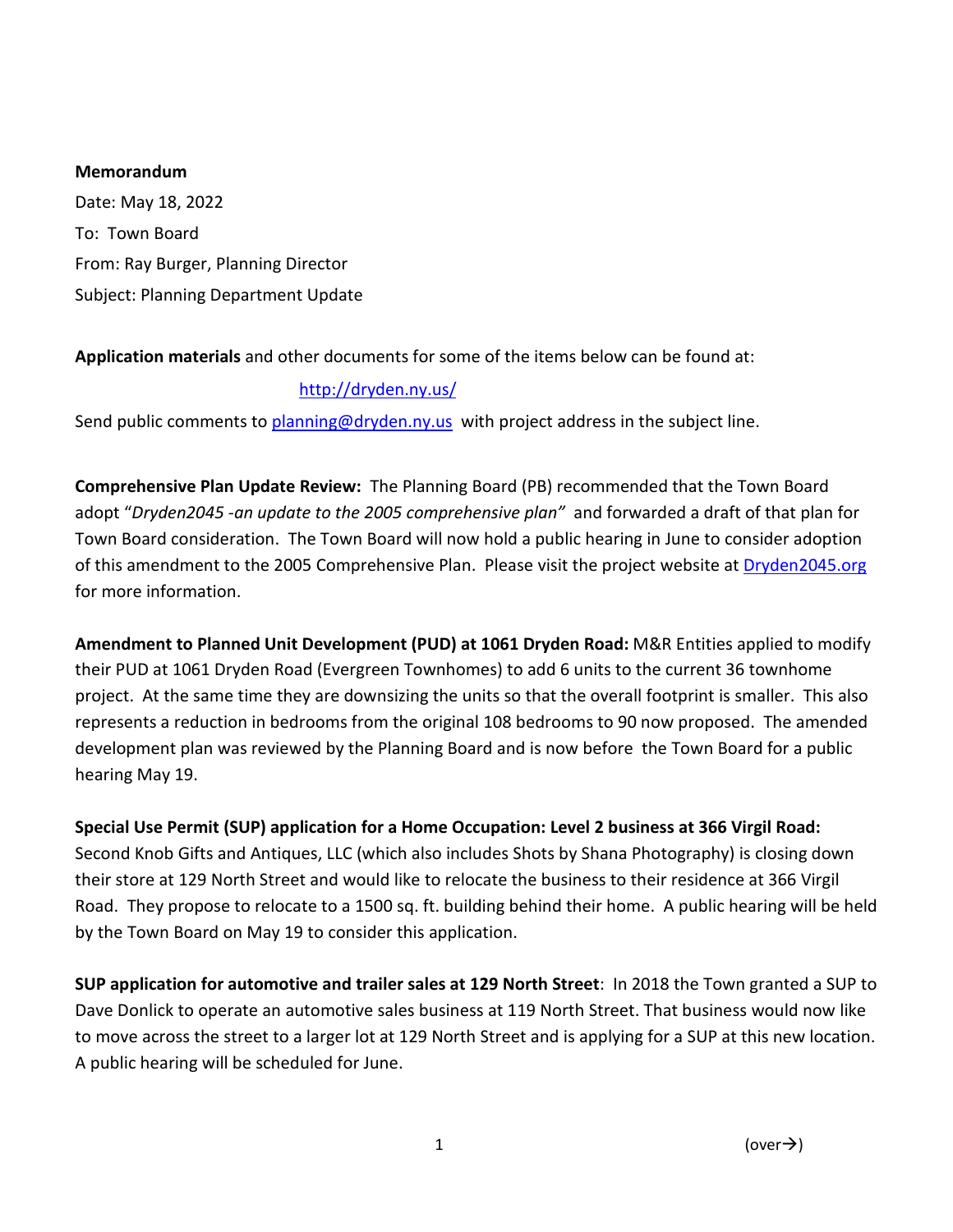**Memorandum**

Date: May 18, 2022

To: Town Board

From: Ray Burger, Planning Director

Subject: Planning Department Update

**Application materials** and other documents for some of the items below can be found at:

http://dryden.ny.us/

Send public comments to planning@dryden.ny.us with project address in the subject line.

**Comprehensive Plan Update Review:** The Planning Board (PB) recommended that the Town Board adopt "*Dryden2045 -an update to the 2005 comprehensive plan"* and forwarded a draft of that plan for Town Board consideration. The Town Board will now hold a public hearing in June to consider adoption of this amendment to the 2005 Comprehensive Plan. Please visit the project website at Dryden2045.org for more information.

**Amendment to Planned Unit Development (PUD) at 1061 Dryden Road:** M&R Entities applied to modify their PUD at 1061 Dryden Road (Evergreen Townhomes) to add 6 units to the current 36 townhome project. At the same time they are downsizing the units so that the overall footprint is smaller. This also represents a reduction in bedrooms from the original 108 bedrooms to 90 now proposed. The amended development plan was reviewed by the Planning Board and is now before the Town Board for a public hearing May 19.

**Special Use Permit (SUP) application for a Home Occupation: Level 2 business at 366 Virgil Road:** Second Knob Gifts and Antiques, LLC (which also includes Shots by Shana Photography) is closing down their store at 129 North Street and would like to relocate the business to their residence at 366 Virgil Road. They propose to relocate to a 1500 sq. ft. building behind their home. A public hearing will be held by the Town Board on May 19 to consider this application.

**SUP application for automotive and trailer sales at 129 North Street**: In 2018 the Town granted a SUP to Dave Donlick to operate an automotive sales business at 119 North Street. That business would now like to move across the street to a larger lot at 129 North Street and is applying for a SUP at this new location. A public hearing will be scheduled for June.

(over→)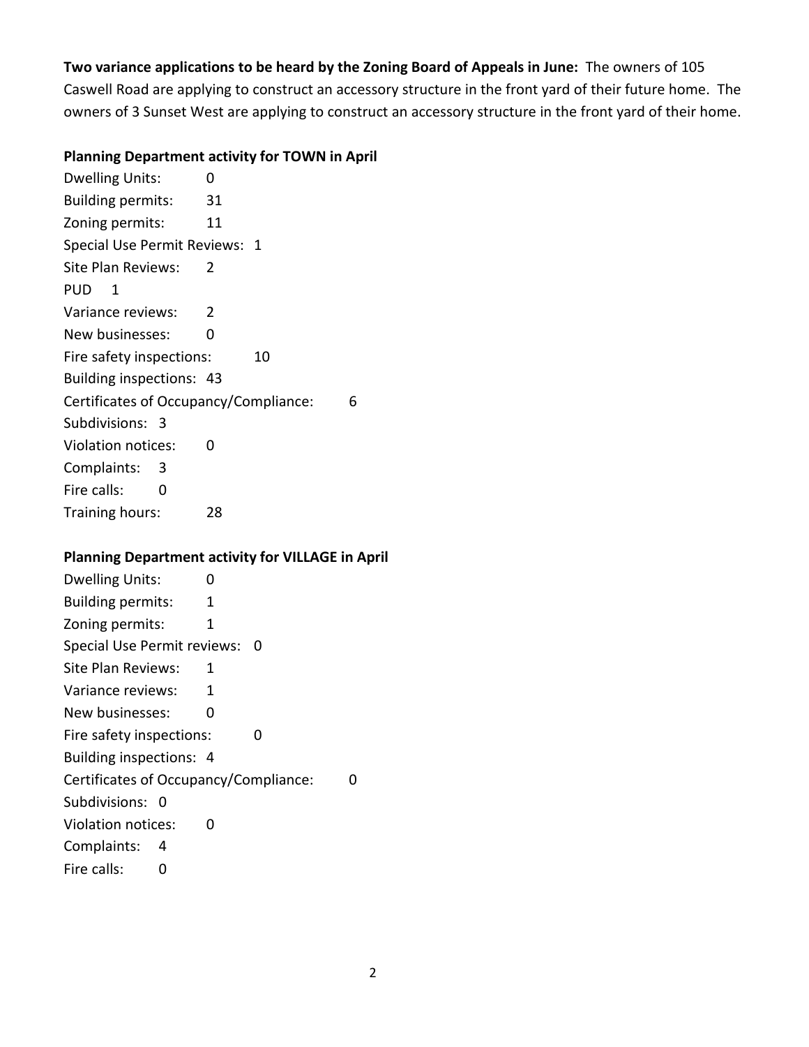**Two variance applications to be heard by the Zoning Board of Appeals in June:** The owners of 105 Caswell Road are applying to construct an accessory structure in the front yard of their future home. The owners of 3 Sunset West are applying to construct an accessory structure in the front yard of their home.

**Planning Department activity for TOWN in April**

Dwelling Units: 0
Building permits: 31
Zoning permits: 11
Special Use Permit Reviews: 1
Site Plan Reviews: 2
PUD 1
Variance reviews: 2
New businesses: 0
Fire safety inspections: 10
Building inspections: 43
Certificates of Occupancy/Compliance: 6
Subdivisions: 3
Violation notices: 0
Complaints: 3
Fire calls: 0
Training hours: 28

**Planning Department activity for VILLAGE in April**

Dwelling Units: 0
Building permits: 1
Zoning permits: 1
Special Use Permit reviews: 0
Site Plan Reviews: 1
Variance reviews: 1
New businesses: 0
Fire safety inspections: 0
Building inspections: 4
Certificates of Occupancy/Compliance: 0
Subdivisions: 0
Violation notices: 0
Complaints: 4
Fire calls: 0